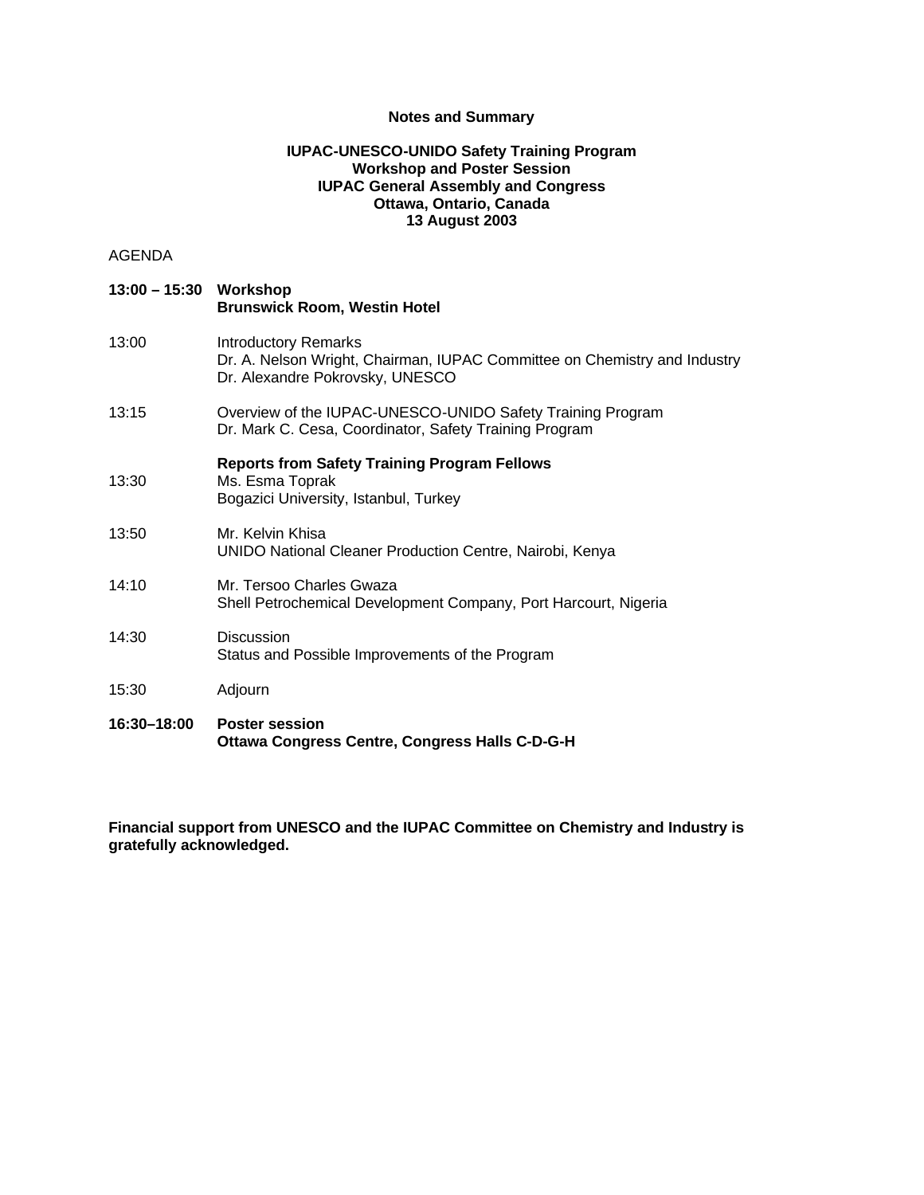**Notes and Summary**

**IUPAC-UNESCO-UNIDO Safety Training Program**
**Workshop and Poster Session**
**IUPAC General Assembly and Congress**
**Ottawa, Ontario, Canada**
**13 August 2003**

AGENDA

**13:00 – 15:30 Workshop**
**Brunswick Room, Westin Hotel**

13:00 Introductory Remarks
Dr. A. Nelson Wright, Chairman, IUPAC Committee on Chemistry and Industry
Dr. Alexandre Pokrovsky, UNESCO

13:15 Overview of the IUPAC-UNESCO-UNIDO Safety Training Program
Dr. Mark C. Cesa, Coordinator, Safety Training Program

**Reports from Safety Training Program Fellows**

13:30 Ms. Esma Toprak
Bogazici University, Istanbul, Turkey

13:50 Mr. Kelvin Khisa
UNIDO National Cleaner Production Centre, Nairobi, Kenya

14:10 Mr. Tersoo Charles Gwaza
Shell Petrochemical Development Company, Port Harcourt, Nigeria

14:30 Discussion
Status and Possible Improvements of the Program

15:30 Adjourn

**16:30–18:00 Poster session**
**Ottawa Congress Centre, Congress Halls C-D-G-H**

**Financial support from UNESCO and the IUPAC Committee on Chemistry and Industry is gratefully acknowledged.**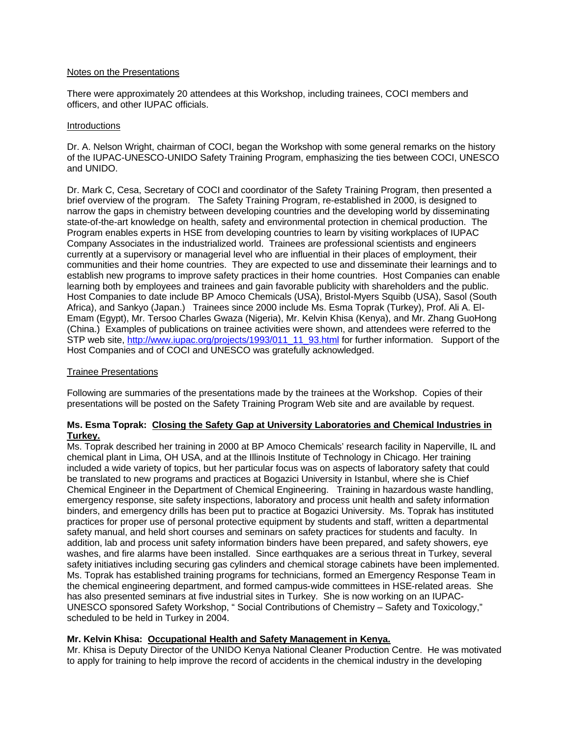<u>Notes on the Presentations</u>

There were approximately 20 attendees at this Workshop, including trainees, COCI members and officers, and other IUPAC officials.

<u>Introductions</u>

Dr. A. Nelson Wright, chairman of COCI, began the Workshop with some general remarks on the history of the IUPAC-UNESCO-UNIDO Safety Training Program, emphasizing the ties between COCI, UNESCO and UNIDO.

Dr. Mark C, Cesa, Secretary of COCI and coordinator of the Safety Training Program, then presented a brief overview of the program. The Safety Training Program, re-established in 2000, is designed to narrow the gaps in chemistry between developing countries and the developing world by disseminating state-of-the-art knowledge on health, safety and environmental protection in chemical production. The Program enables experts in HSE from developing countries to learn by visiting workplaces of IUPAC Company Associates in the industrialized world. Trainees are professional scientists and engineers currently at a supervisory or managerial level who are influential in their places of employment, their communities and their home countries. They are expected to use and disseminate their learnings and to establish new programs to improve safety practices in their home countries. Host Companies can enable learning both by employees and trainees and gain favorable publicity with shareholders and the public. Host Companies to date include BP Amoco Chemicals (USA), Bristol-Myers Squibb (USA), Sasol (South Africa), and Sankyo (Japan.) Trainees since 2000 include Ms. Esma Toprak (Turkey), Prof. Ali A. El-Emam (Egypt), Mr. Tersoo Charles Gwaza (Nigeria), Mr. Kelvin Khisa (Kenya), and Mr. Zhang GuoHong (China.) Examples of publications on trainee activities were shown, and attendees were referred to the STP web site, http://www.iupac.org/projects/1993/011_11_93.html for further information. Support of the Host Companies and of COCI and UNESCO was gratefully acknowledged.

<u>Trainee Presentations</u>

Following are summaries of the presentations made by the trainees at the Workshop. Copies of their presentations will be posted on the Safety Training Program Web site and are available by request.

**Ms. Esma Toprak: <u>Closing the Safety Gap at University Laboratories and Chemical Industries in Turkey.</u>**
Ms. Toprak described her training in 2000 at BP Amoco Chemicals' research facility in Naperville, IL and chemical plant in Lima, OH USA, and at the Illinois Institute of Technology in Chicago. Her training included a wide variety of topics, but her particular focus was on aspects of laboratory safety that could be translated to new programs and practices at Bogazici University in Istanbul, where she is Chief Chemical Engineer in the Department of Chemical Engineering. Training in hazardous waste handling, emergency response, site safety inspections, laboratory and process unit health and safety information binders, and emergency drills has been put to practice at Bogazici University. Ms. Toprak has instituted practices for proper use of personal protective equipment by students and staff, written a departmental safety manual, and held short courses and seminars on safety practices for students and faculty. In addition, lab and process unit safety information binders have been prepared, and safety showers, eye washes, and fire alarms have been installed. Since earthquakes are a serious threat in Turkey, several safety initiatives including securing gas cylinders and chemical storage cabinets have been implemented. Ms. Toprak has established training programs for technicians, formed an Emergency Response Team in the chemical engineering department, and formed campus-wide committees in HSE-related areas. She has also presented seminars at five industrial sites in Turkey. She is now working on an IUPAC-UNESCO sponsored Safety Workshop, " Social Contributions of Chemistry – Safety and Toxicology," scheduled to be held in Turkey in 2004.

**Mr. Kelvin Khisa: <u>Occupational Health and Safety Management in Kenya.</u>**
Mr. Khisa is Deputy Director of the UNIDO Kenya National Cleaner Production Centre. He was motivated to apply for training to help improve the record of accidents in the chemical industry in the developing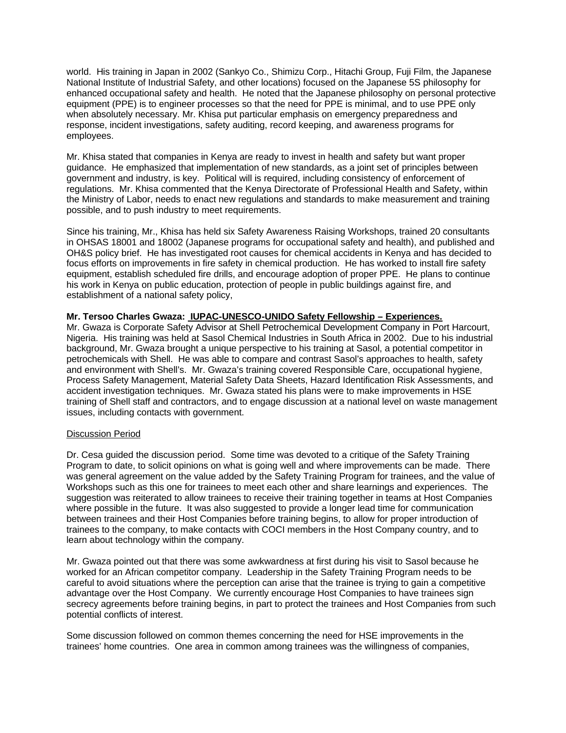world. His training in Japan in 2002 (Sankyo Co., Shimizu Corp., Hitachi Group, Fuji Film, the Japanese National Institute of Industrial Safety, and other locations) focused on the Japanese 5S philosophy for enhanced occupational safety and health. He noted that the Japanese philosophy on personal protective equipment (PPE) is to engineer processes so that the need for PPE is minimal, and to use PPE only when absolutely necessary. Mr. Khisa put particular emphasis on emergency preparedness and response, incident investigations, safety auditing, record keeping, and awareness programs for employees.

Mr. Khisa stated that companies in Kenya are ready to invest in health and safety but want proper guidance. He emphasized that implementation of new standards, as a joint set of principles between government and industry, is key. Political will is required, including consistency of enforcement of regulations. Mr. Khisa commented that the Kenya Directorate of Professional Health and Safety, within the Ministry of Labor, needs to enact new regulations and standards to make measurement and training possible, and to push industry to meet requirements.

Since his training, Mr., Khisa has held six Safety Awareness Raising Workshops, trained 20 consultants in OHSAS 18001 and 18002 (Japanese programs for occupational safety and health), and published and OH&S policy brief. He has investigated root causes for chemical accidents in Kenya and has decided to focus efforts on improvements in fire safety in chemical production. He has worked to install fire safety equipment, establish scheduled fire drills, and encourage adoption of proper PPE. He plans to continue his work in Kenya on public education, protection of people in public buildings against fire, and establishment of a national safety policy,

**Mr. Tersoo Charles Gwaza: IUPAC-UNESCO-UNIDO Safety Fellowship – Experiences.**
Mr. Gwaza is Corporate Safety Advisor at Shell Petrochemical Development Company in Port Harcourt, Nigeria. His training was held at Sasol Chemical Industries in South Africa in 2002. Due to his industrial background, Mr. Gwaza brought a unique perspective to his training at Sasol, a potential competitor in petrochemicals with Shell. He was able to compare and contrast Sasol's approaches to health, safety and environment with Shell's. Mr. Gwaza's training covered Responsible Care, occupational hygiene, Process Safety Management, Material Safety Data Sheets, Hazard Identification Risk Assessments, and accident investigation techniques. Mr. Gwaza stated his plans were to make improvements in HSE training of Shell staff and contractors, and to engage discussion at a national level on waste management issues, including contacts with government.

Discussion Period

Dr. Cesa guided the discussion period. Some time was devoted to a critique of the Safety Training Program to date, to solicit opinions on what is going well and where improvements can be made. There was general agreement on the value added by the Safety Training Program for trainees, and the value of Workshops such as this one for trainees to meet each other and share learnings and experiences. The suggestion was reiterated to allow trainees to receive their training together in teams at Host Companies where possible in the future. It was also suggested to provide a longer lead time for communication between trainees and their Host Companies before training begins, to allow for proper introduction of trainees to the company, to make contacts with COCI members in the Host Company country, and to learn about technology within the company.

Mr. Gwaza pointed out that there was some awkwardness at first during his visit to Sasol because he worked for an African competitor company. Leadership in the Safety Training Program needs to be careful to avoid situations where the perception can arise that the trainee is trying to gain a competitive advantage over the Host Company. We currently encourage Host Companies to have trainees sign secrecy agreements before training begins, in part to protect the trainees and Host Companies from such potential conflicts of interest.

Some discussion followed on common themes concerning the need for HSE improvements in the trainees' home countries. One area in common among trainees was the willingness of companies,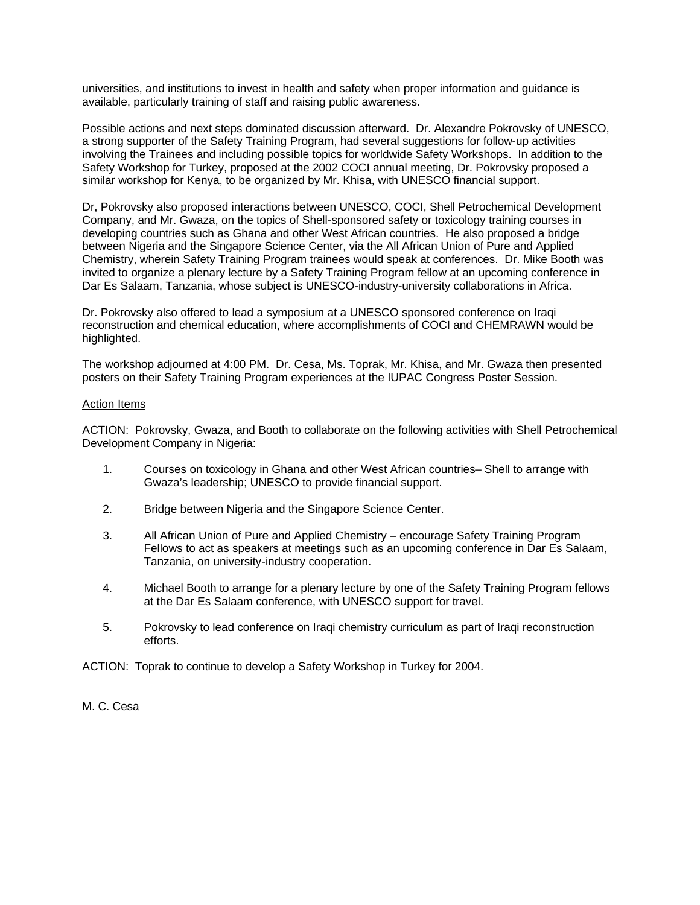universities, and institutions to invest in health and safety when proper information and guidance is available, particularly training of staff and raising public awareness.

Possible actions and next steps dominated discussion afterward. Dr. Alexandre Pokrovsky of UNESCO, a strong supporter of the Safety Training Program, had several suggestions for follow-up activities involving the Trainees and including possible topics for worldwide Safety Workshops. In addition to the Safety Workshop for Turkey, proposed at the 2002 COCI annual meeting, Dr. Pokrovsky proposed a similar workshop for Kenya, to be organized by Mr. Khisa, with UNESCO financial support.

Dr, Pokrovsky also proposed interactions between UNESCO, COCI, Shell Petrochemical Development Company, and Mr. Gwaza, on the topics of Shell-sponsored safety or toxicology training courses in developing countries such as Ghana and other West African countries. He also proposed a bridge between Nigeria and the Singapore Science Center, via the All African Union of Pure and Applied Chemistry, wherein Safety Training Program trainees would speak at conferences. Dr. Mike Booth was invited to organize a plenary lecture by a Safety Training Program fellow at an upcoming conference in Dar Es Salaam, Tanzania, whose subject is UNESCO-industry-university collaborations in Africa.

Dr. Pokrovsky also offered to lead a symposium at a UNESCO sponsored conference on Iraqi reconstruction and chemical education, where accomplishments of COCI and CHEMRAWN would be highlighted.

The workshop adjourned at 4:00 PM. Dr. Cesa, Ms. Toprak, Mr. Khisa, and Mr. Gwaza then presented posters on their Safety Training Program experiences at the IUPAC Congress Poster Session.

<u>Action Items</u>

ACTION: Pokrovsky, Gwaza, and Booth to collaborate on the following activities with Shell Petrochemical Development Company in Nigeria:

1. Courses on toxicology in Ghana and other West African countries– Shell to arrange with Gwaza's leadership; UNESCO to provide financial support.

2. Bridge between Nigeria and the Singapore Science Center.

3. All African Union of Pure and Applied Chemistry – encourage Safety Training Program Fellows to act as speakers at meetings such as an upcoming conference in Dar Es Salaam, Tanzania, on university-industry cooperation.

4. Michael Booth to arrange for a plenary lecture by one of the Safety Training Program fellows at the Dar Es Salaam conference, with UNESCO support for travel.

5. Pokrovsky to lead conference on Iraqi chemistry curriculum as part of Iraqi reconstruction efforts.

ACTION: Toprak to continue to develop a Safety Workshop in Turkey for 2004.

M. C. Cesa